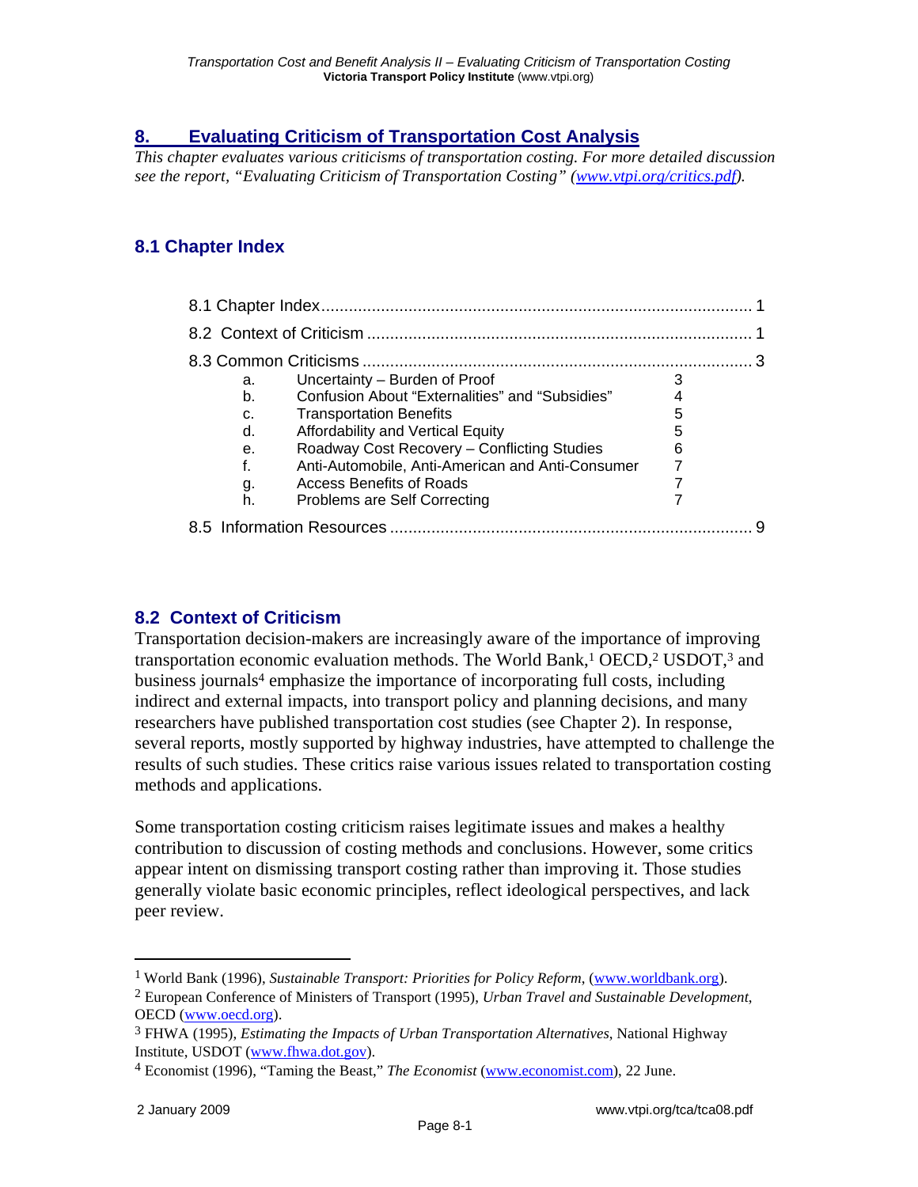## 8. Evaluating Criticism of Transportation Cost Analysis

*This chapter evaluates various criticisms of transportation costing. For more detailed discussion see the report, "Evaluating Criticism of Transportation Costing" ([www.vtpi.org/critics.pdf](www.vtpi.org/critics.pdf)).*

### 8.1 Chapter Index

| | | |
|---|---|---|
| 8.1 Chapter Index | | 1 |
| 8.2 Context of Criticism | | 1 |
| 8.3 Common Criticisms | | 3 |
| a. | Uncertainty – Burden of Proof | 3 |
| b. | Confusion About "Externalities" and "Subsidies" | 4 |
| c. | Transportation Benefits | 5 |
| d. | Affordability and Vertical Equity | 5 |
| e. | Roadway Cost Recovery – Conflicting Studies | 6 |
| f. | Anti-Automobile, Anti-American and Anti-Consumer | 7 |
| g. | Access Benefits of Roads | 7 |
| h. | Problems are Self Correcting | 7 |
| 8.5 Information Resources | | 9 |

### 8.2 Context of Criticism

Transportation decision-makers are increasingly aware of the importance of improving transportation economic evaluation methods. The World Bank,[1] OECD,[2] USDOT,[3] and business journals[4] emphasize the importance of incorporating full costs, including indirect and external impacts, into transport policy and planning decisions, and many researchers have published transportation cost studies (see Chapter 2). In response, several reports, mostly supported by highway industries, have attempted to challenge the results of such studies. These critics raise various issues related to transportation costing methods and applications.

Some transportation costing criticism raises legitimate issues and makes a healthy contribution to discussion of costing methods and conclusions. However, some critics appear intent on dismissing transport costing rather than improving it. Those studies generally violate basic economic principles, reflect ideological perspectives, and lack peer review.

---

[1] World Bank (1996), *Sustainable Transport: Priorities for Policy Reform*, ([www.worldbank.org](www.worldbank.org)).

[2] European Conference of Ministers of Transport (1995), *Urban Travel and Sustainable Development*, OECD ([www.oecd.org](www.oecd.org)).

[3] FHWA (1995), *Estimating the Impacts of Urban Transportation Alternatives*, National Highway Institute, USDOT ([www.fhwa.dot.gov](www.fhwa.dot.gov)).

[4] Economist (1996), "Taming the Beast," *The Economist* ([www.economist.com](www.economist.com)), 22 June.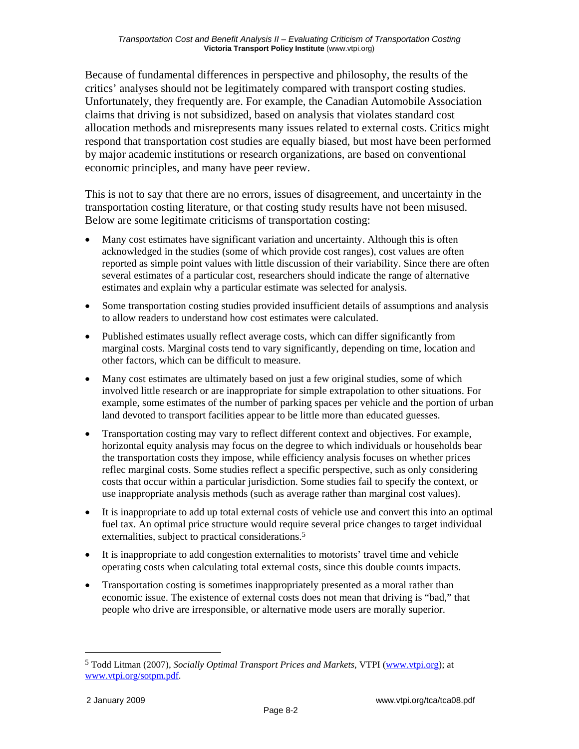Because of fundamental differences in perspective and philosophy, the results of the critics' analyses should not be legitimately compared with transport costing studies. Unfortunately, they frequently are. For example, the Canadian Automobile Association claims that driving is not subsidized, based on analysis that violates standard cost allocation methods and misrepresents many issues related to external costs. Critics might respond that transportation cost studies are equally biased, but most have been performed by major academic institutions or research organizations, are based on conventional economic principles, and many have peer review.

This is not to say that there are no errors, issues of disagreement, and uncertainty in the transportation costing literature, or that costing study results have not been misused. Below are some legitimate criticisms of transportation costing:

- Many cost estimates have significant variation and uncertainty. Although this is often acknowledged in the studies (some of which provide cost ranges), cost values are often reported as simple point values with little discussion of their variability. Since there are often several estimates of a particular cost, researchers should indicate the range of alternative estimates and explain why a particular estimate was selected for analysis.
- Some transportation costing studies provided insufficient details of assumptions and analysis to allow readers to understand how cost estimates were calculated.
- Published estimates usually reflect average costs, which can differ significantly from marginal costs. Marginal costs tend to vary significantly, depending on time, location and other factors, which can be difficult to measure.
- Many cost estimates are ultimately based on just a few original studies, some of which involved little research or are inappropriate for simple extrapolation to other situations. For example, some estimates of the number of parking spaces per vehicle and the portion of urban land devoted to transport facilities appear to be little more than educated guesses.
- Transportation costing may vary to reflect different context and objectives. For example, horizontal equity analysis may focus on the degree to which individuals or households bear the transportation costs they impose, while efficiency analysis focuses on whether prices reflec marginal costs. Some studies reflect a specific perspective, such as only considering costs that occur within a particular jurisdiction. Some studies fail to specify the context, or use inappropriate analysis methods (such as average rather than marginal cost values).
- It is inappropriate to add up total external costs of vehicle use and convert this into an optimal fuel tax. An optimal price structure would require several price changes to target individual externalities, subject to practical considerations.[5]
- It is inappropriate to add congestion externalities to motorists' travel time and vehicle operating costs when calculating total external costs, since this double counts impacts.
- Transportation costing is sometimes inappropriately presented as a moral rather than economic issue. The existence of external costs does not mean that driving is "bad," that people who drive are irresponsible, or alternative mode users are morally superior.

[5] Todd Litman (2007), *Socially Optimal Transport Prices and Markets*, VTPI (www.vtpi.org); at www.vtpi.org/sotpm.pdf.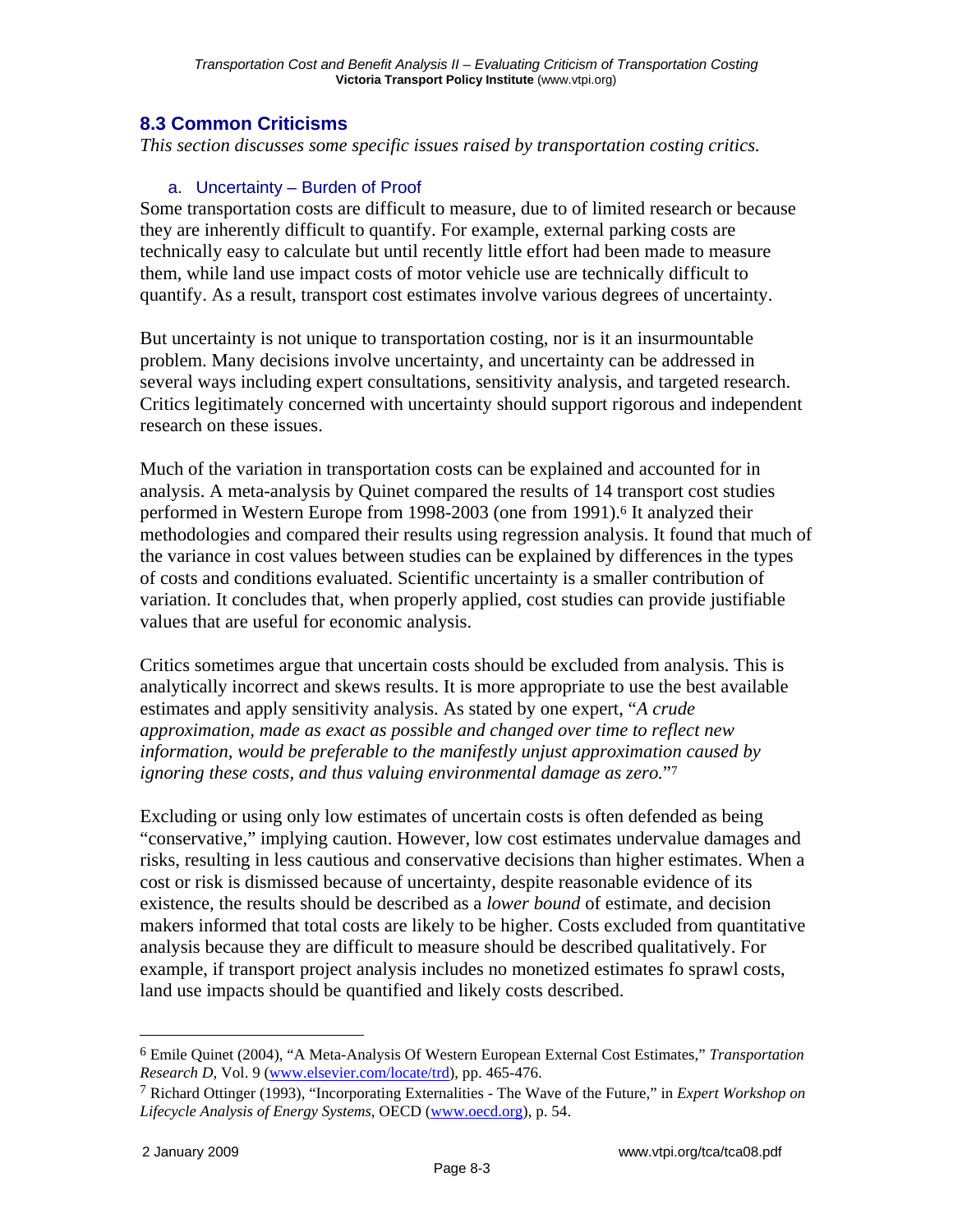## 8.3 Common Criticisms

*This section discusses some specific issues raised by transportation costing critics.*

### a. Uncertainty – Burden of Proof

Some transportation costs are difficult to measure, due to of limited research or because they are inherently difficult to quantify. For example, external parking costs are technically easy to calculate but until recently little effort had been made to measure them, while land use impact costs of motor vehicle use are technically difficult to quantify. As a result, transport cost estimates involve various degrees of uncertainty.

But uncertainty is not unique to transportation costing, nor is it an insurmountable problem. Many decisions involve uncertainty, and uncertainty can be addressed in several ways including expert consultations, sensitivity analysis, and targeted research. Critics legitimately concerned with uncertainty should support rigorous and independent research on these issues.

Much of the variation in transportation costs can be explained and accounted for in analysis. A meta-analysis by Quinet compared the results of 14 transport cost studies performed in Western Europe from 1998-2003 (one from 1991).[6] It analyzed their methodologies and compared their results using regression analysis. It found that much of the variance in cost values between studies can be explained by differences in the types of costs and conditions evaluated. Scientific uncertainty is a smaller contribution of variation. It concludes that, when properly applied, cost studies can provide justifiable values that are useful for economic analysis.

Critics sometimes argue that uncertain costs should be excluded from analysis. This is analytically incorrect and skews results. It is more appropriate to use the best available estimates and apply sensitivity analysis. As stated by one expert, "*A crude approximation, made as exact as possible and changed over time to reflect new information, would be preferable to the manifestly unjust approximation caused by ignoring these costs, and thus valuing environmental damage as zero.*"[7]

Excluding or using only low estimates of uncertain costs is often defended as being "conservative," implying caution. However, low cost estimates undervalue damages and risks, resulting in less cautious and conservative decisions than higher estimates. When a cost or risk is dismissed because of uncertainty, despite reasonable evidence of its existence, the results should be described as a *lower bound* of estimate, and decision makers informed that total costs are likely to be higher. Costs excluded from quantitative analysis because they are difficult to measure should be described qualitatively. For example, if transport project analysis includes no monetized estimates fo sprawl costs, land use impacts should be quantified and likely costs described.

---

[6] Emile Quinet (2004), "A Meta-Analysis Of Western European External Cost Estimates," *Transportation Research D*, Vol. 9 (www.elsevier.com/locate/trd), pp. 465-476.

[7] Richard Ottinger (1993), "Incorporating Externalities - The Wave of the Future," in *Expert Workshop on Lifecycle Analysis of Energy Systems*, OECD (www.oecd.org), p. 54.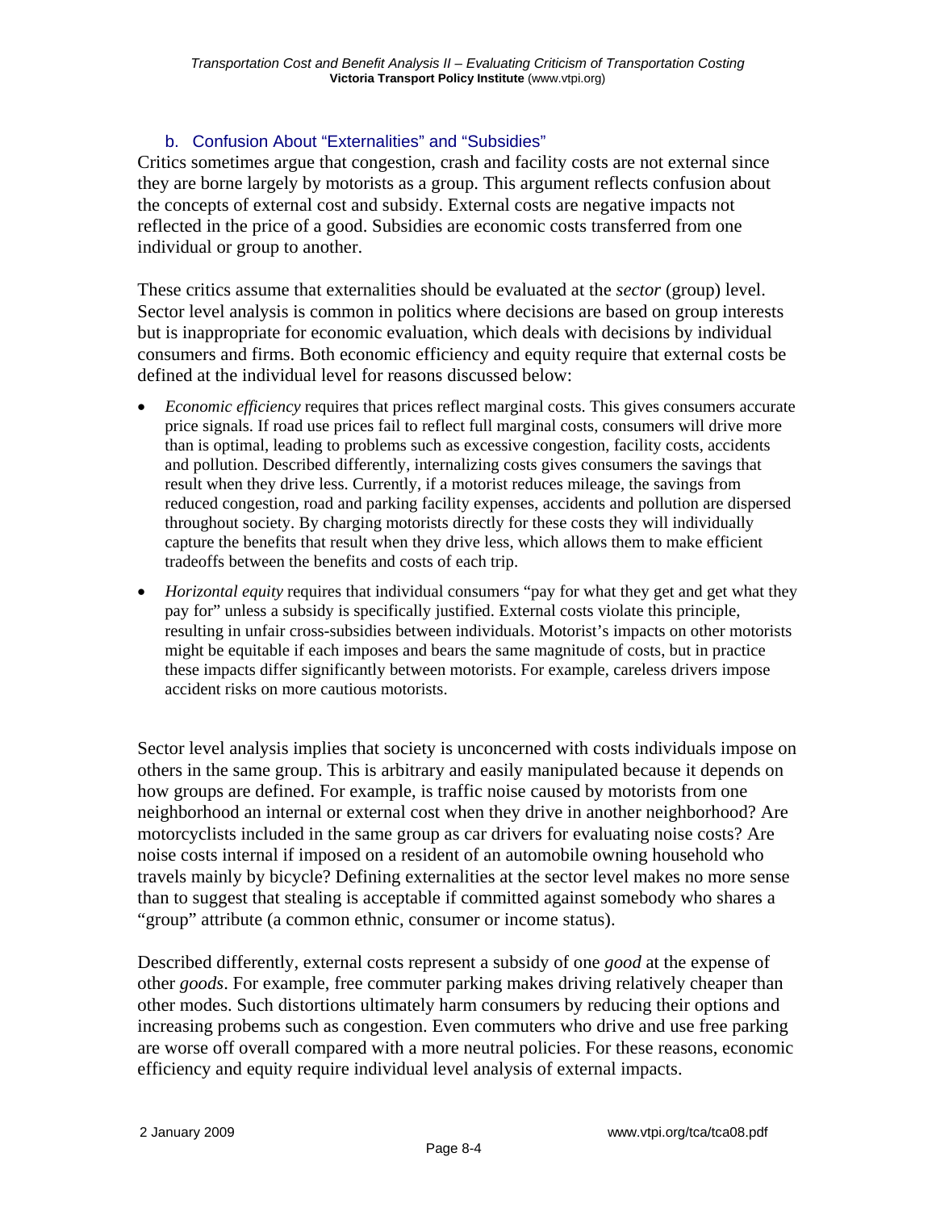### b. Confusion About "Externalities" and "Subsidies"

Critics sometimes argue that congestion, crash and facility costs are not external since they are borne largely by motorists as a group. This argument reflects confusion about the concepts of external cost and subsidy. External costs are negative impacts not reflected in the price of a good. Subsidies are economic costs transferred from one individual or group to another.

These critics assume that externalities should be evaluated at the *sector* (group) level. Sector level analysis is common in politics where decisions are based on group interests but is inappropriate for economic evaluation, which deals with decisions by individual consumers and firms. Both economic efficiency and equity require that external costs be defined at the individual level for reasons discussed below:

- *Economic efficiency* requires that prices reflect marginal costs. This gives consumers accurate price signals. If road use prices fail to reflect full marginal costs, consumers will drive more than is optimal, leading to problems such as excessive congestion, facility costs, accidents and pollution. Described differently, internalizing costs gives consumers the savings that result when they drive less. Currently, if a motorist reduces mileage, the savings from reduced congestion, road and parking facility expenses, accidents and pollution are dispersed throughout society. By charging motorists directly for these costs they will individually capture the benefits that result when they drive less, which allows them to make efficient tradeoffs between the benefits and costs of each trip.
- *Horizontal equity* requires that individual consumers "pay for what they get and get what they pay for" unless a subsidy is specifically justified. External costs violate this principle, resulting in unfair cross-subsidies between individuals. Motorist's impacts on other motorists might be equitable if each imposes and bears the same magnitude of costs, but in practice these impacts differ significantly between motorists. For example, careless drivers impose accident risks on more cautious motorists.

Sector level analysis implies that society is unconcerned with costs individuals impose on others in the same group. This is arbitrary and easily manipulated because it depends on how groups are defined. For example, is traffic noise caused by motorists from one neighborhood an internal or external cost when they drive in another neighborhood? Are motorcyclists included in the same group as car drivers for evaluating noise costs? Are noise costs internal if imposed on a resident of an automobile owning household who travels mainly by bicycle? Defining externalities at the sector level makes no more sense than to suggest that stealing is acceptable if committed against somebody who shares a "group" attribute (a common ethnic, consumer or income status).

Described differently, external costs represent a subsidy of one *good* at the expense of other *goods*. For example, free commuter parking makes driving relatively cheaper than other modes. Such distortions ultimately harm consumers by reducing their options and increasing probems such as congestion. Even commuters who drive and use free parking are worse off overall compared with a more neutral policies. For these reasons, economic efficiency and equity require individual level analysis of external impacts.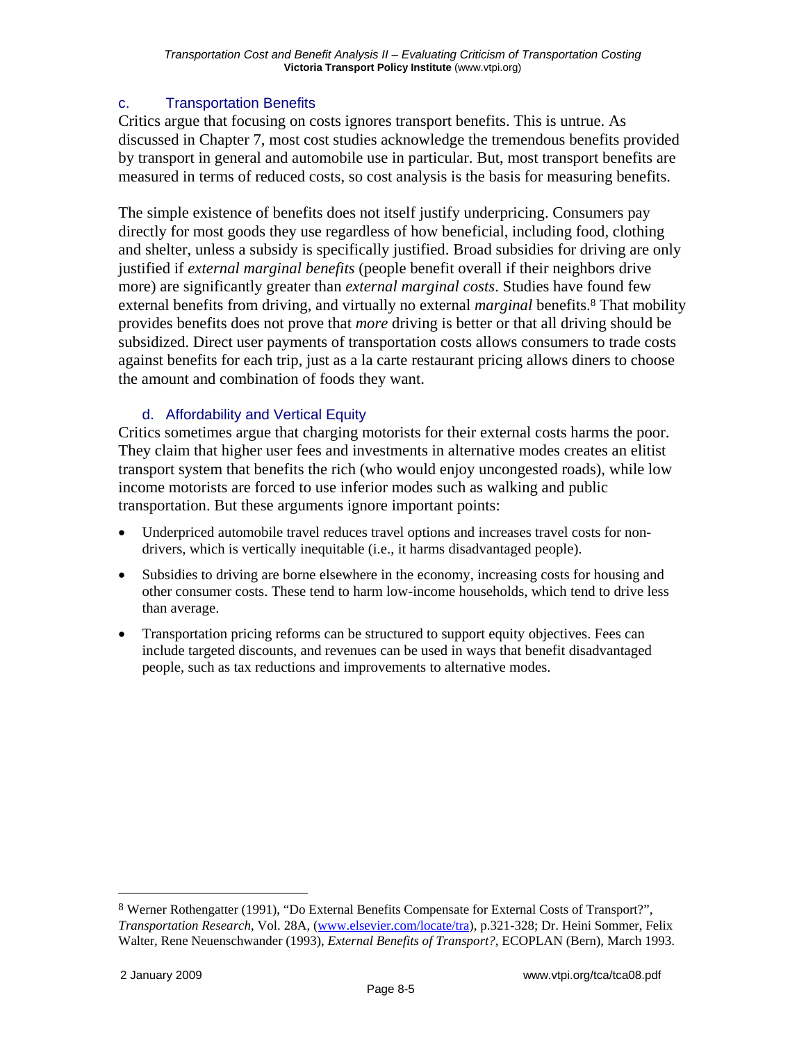### c. Transportation Benefits

Critics argue that focusing on costs ignores transport benefits. This is untrue. As discussed in Chapter 7, most cost studies acknowledge the tremendous benefits provided by transport in general and automobile use in particular. But, most transport benefits are measured in terms of reduced costs, so cost analysis is the basis for measuring benefits.

The simple existence of benefits does not itself justify underpricing. Consumers pay directly for most goods they use regardless of how beneficial, including food, clothing and shelter, unless a subsidy is specifically justified. Broad subsidies for driving are only justified if *external marginal benefits* (people benefit overall if their neighbors drive more) are significantly greater than *external marginal costs*. Studies have found few external benefits from driving, and virtually no external *marginal* benefits.[8] That mobility provides benefits does not prove that *more* driving is better or that all driving should be subsidized. Direct user payments of transportation costs allows consumers to trade costs against benefits for each trip, just as a la carte restaurant pricing allows diners to choose the amount and combination of foods they want.

### d. Affordability and Vertical Equity

Critics sometimes argue that charging motorists for their external costs harms the poor. They claim that higher user fees and investments in alternative modes creates an elitist transport system that benefits the rich (who would enjoy uncongested roads), while low income motorists are forced to use inferior modes such as walking and public transportation. But these arguments ignore important points:

- Underpriced automobile travel reduces travel options and increases travel costs for non-drivers, which is vertically inequitable (i.e., it harms disadvantaged people).
- Subsidies to driving are borne elsewhere in the economy, increasing costs for housing and other consumer costs. These tend to harm low-income households, which tend to drive less than average.
- Transportation pricing reforms can be structured to support equity objectives. Fees can include targeted discounts, and revenues can be used in ways that benefit disadvantaged people, such as tax reductions and improvements to alternative modes.

---

[8] Werner Rothengatter (1991), "Do External Benefits Compensate for External Costs of Transport?", *Transportation Research*, Vol. 28A, (www.elsevier.com/locate/tra), p.321-328; Dr. Heini Sommer, Felix Walter, Rene Neuenschwander (1993), *External Benefits of Transport?*, ECOPLAN (Bern), March 1993.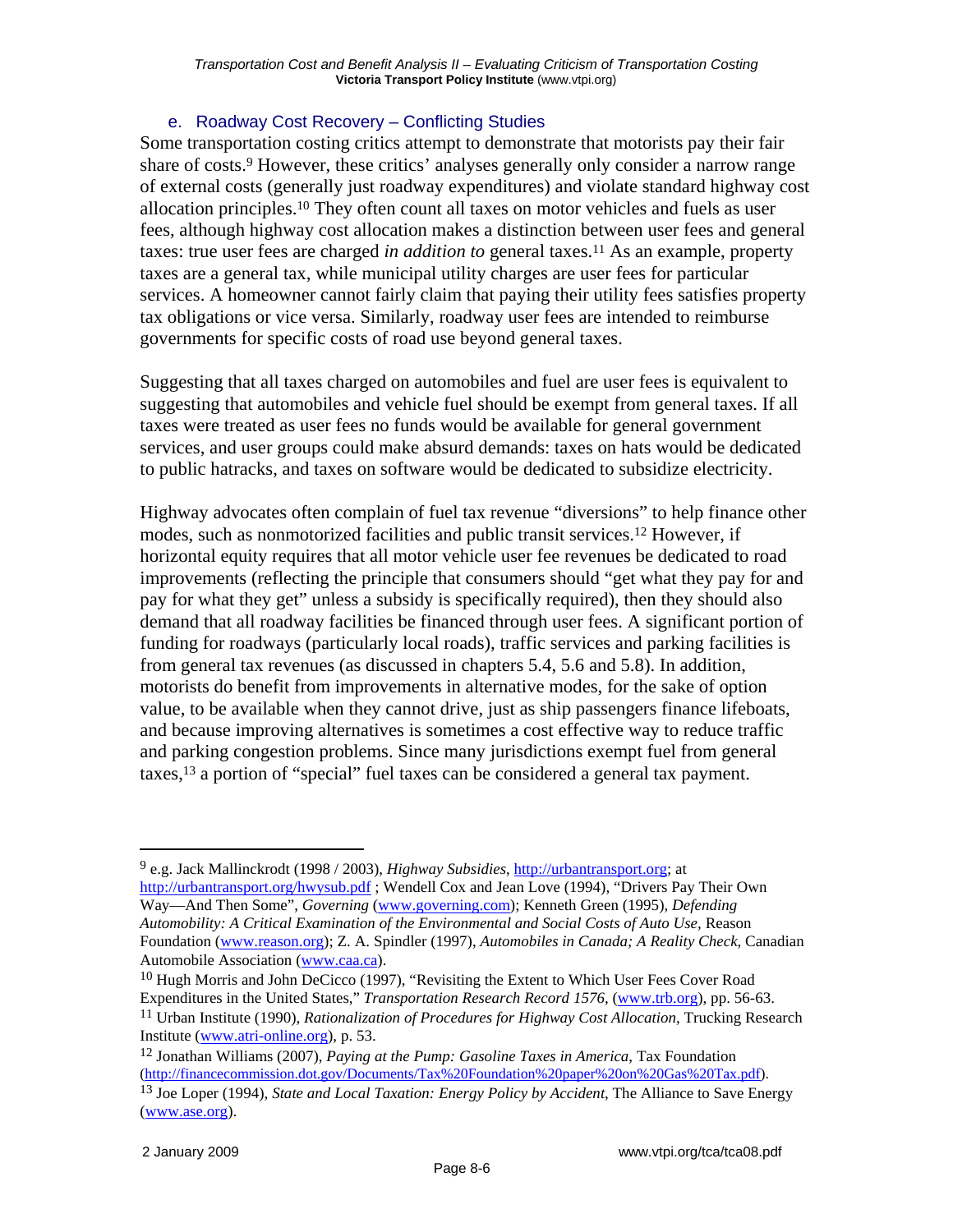### e. Roadway Cost Recovery – Conflicting Studies

Some transportation costing critics attempt to demonstrate that motorists pay their fair share of costs.[9] However, these critics' analyses generally only consider a narrow range of external costs (generally just roadway expenditures) and violate standard highway cost allocation principles.[10] They often count all taxes on motor vehicles and fuels as user fees, although highway cost allocation makes a distinction between user fees and general taxes: true user fees are charged *in addition to* general taxes.[11] As an example, property taxes are a general tax, while municipal utility charges are user fees for particular services. A homeowner cannot fairly claim that paying their utility fees satisfies property tax obligations or vice versa. Similarly, roadway user fees are intended to reimburse governments for specific costs of road use beyond general taxes.

Suggesting that all taxes charged on automobiles and fuel are user fees is equivalent to suggesting that automobiles and vehicle fuel should be exempt from general taxes. If all taxes were treated as user fees no funds would be available for general government services, and user groups could make absurd demands: taxes on hats would be dedicated to public hatracks, and taxes on software would be dedicated to subsidize electricity.

Highway advocates often complain of fuel tax revenue "diversions" to help finance other modes, such as nonmotorized facilities and public transit services.[12] However, if horizontal equity requires that all motor vehicle user fee revenues be dedicated to road improvements (reflecting the principle that consumers should "get what they pay for and pay for what they get" unless a subsidy is specifically required), then they should also demand that all roadway facilities be financed through user fees. A significant portion of funding for roadways (particularly local roads), traffic services and parking facilities is from general tax revenues (as discussed in chapters 5.4, 5.6 and 5.8). In addition, motorists do benefit from improvements in alternative modes, for the sake of option value, to be available when they cannot drive, just as ship passengers finance lifeboats, and because improving alternatives is sometimes a cost effective way to reduce traffic and parking congestion problems. Since many jurisdictions exempt fuel from general taxes,[13] a portion of "special" fuel taxes can be considered a general tax payment.

---

[9] e.g. Jack Mallinckrodt (1998 / 2003), *Highway Subsidies*, http://urbantransport.org; at http://urbantransport.org/hwysub.pdf ; Wendell Cox and Jean Love (1994), "Drivers Pay Their Own Way—And Then Some", *Governing* (www.governing.com); Kenneth Green (1995), *Defending Automobility: A Critical Examination of the Environmental and Social Costs of Auto Use*, Reason Foundation (www.reason.org); Z. A. Spindler (1997), *Automobiles in Canada; A Reality Check*, Canadian Automobile Association (www.caa.ca).

[10] Hugh Morris and John DeCicco (1997), "Revisiting the Extent to Which User Fees Cover Road Expenditures in the United States," *Transportation Research Record 1576*, (www.trb.org), pp. 56-63.

[11] Urban Institute (1990), *Rationalization of Procedures for Highway Cost Allocation*, Trucking Research Institute (www.atri-online.org), p. 53.

[12] Jonathan Williams (2007), *Paying at the Pump: Gasoline Taxes in America*, Tax Foundation (http://financecommission.dot.gov/Documents/Tax%20Foundation%20paper%20on%20Gas%20Tax.pdf).

[13] Joe Loper (1994), *State and Local Taxation: Energy Policy by Accident*, The Alliance to Save Energy (www.ase.org).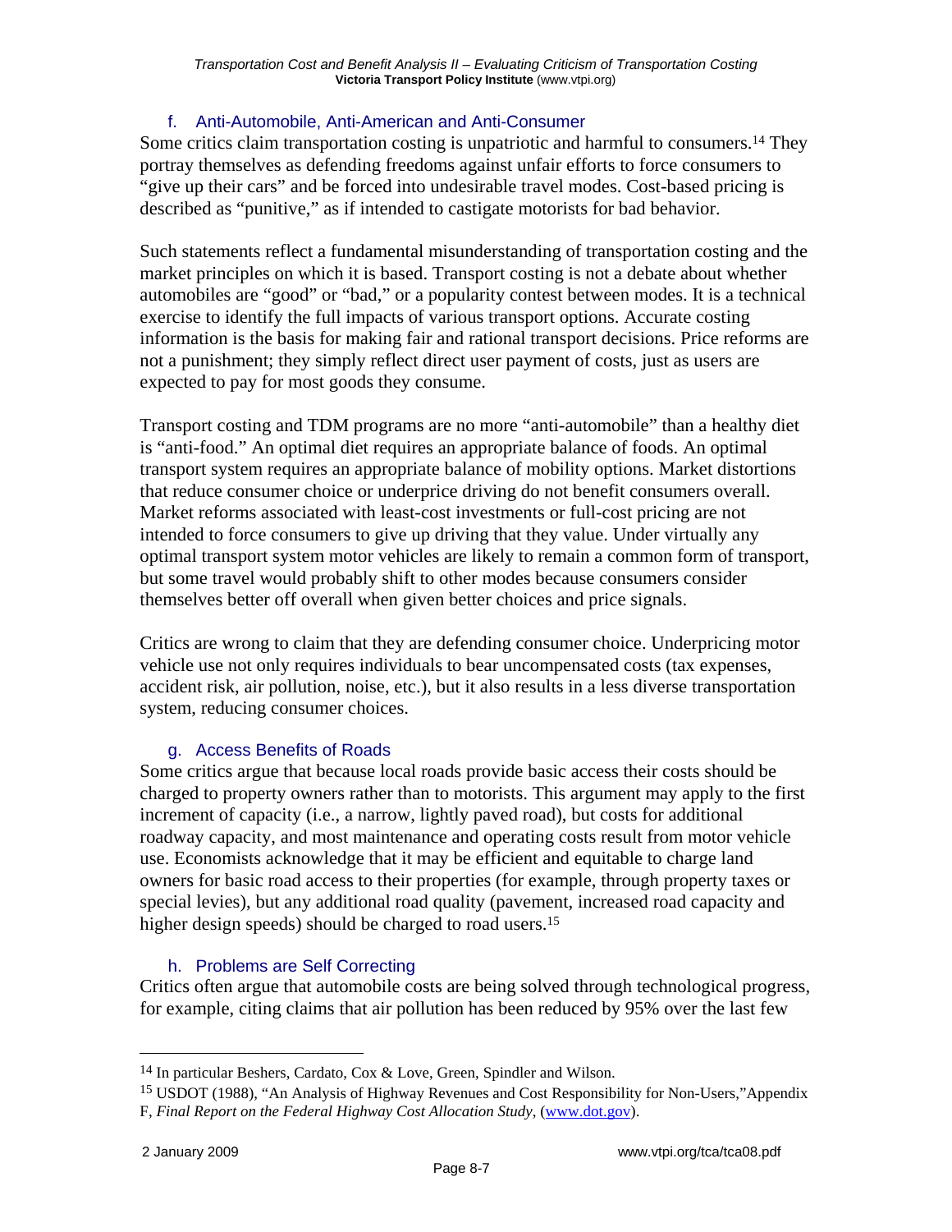### f. Anti-Automobile, Anti-American and Anti-Consumer

Some critics claim transportation costing is unpatriotic and harmful to consumers.[14] They portray themselves as defending freedoms against unfair efforts to force consumers to "give up their cars" and be forced into undesirable travel modes. Cost-based pricing is described as "punitive," as if intended to castigate motorists for bad behavior.

Such statements reflect a fundamental misunderstanding of transportation costing and the market principles on which it is based. Transport costing is not a debate about whether automobiles are "good" or "bad," or a popularity contest between modes. It is a technical exercise to identify the full impacts of various transport options. Accurate costing information is the basis for making fair and rational transport decisions. Price reforms are not a punishment; they simply reflect direct user payment of costs, just as users are expected to pay for most goods they consume.

Transport costing and TDM programs are no more "anti-automobile" than a healthy diet is "anti-food." An optimal diet requires an appropriate balance of foods. An optimal transport system requires an appropriate balance of mobility options. Market distortions that reduce consumer choice or underprice driving do not benefit consumers overall. Market reforms associated with least-cost investments or full-cost pricing are not intended to force consumers to give up driving that they value. Under virtually any optimal transport system motor vehicles are likely to remain a common form of transport, but some travel would probably shift to other modes because consumers consider themselves better off overall when given better choices and price signals.

Critics are wrong to claim that they are defending consumer choice. Underpricing motor vehicle use not only requires individuals to bear uncompensated costs (tax expenses, accident risk, air pollution, noise, etc.), but it also results in a less diverse transportation system, reducing consumer choices.

### g. Access Benefits of Roads

Some critics argue that because local roads provide basic access their costs should be charged to property owners rather than to motorists. This argument may apply to the first increment of capacity (i.e., a narrow, lightly paved road), but costs for additional roadway capacity, and most maintenance and operating costs result from motor vehicle use. Economists acknowledge that it may be efficient and equitable to charge land owners for basic road access to their properties (for example, through property taxes or special levies), but any additional road quality (pavement, increased road capacity and higher design speeds) should be charged to road users.[15]

### h. Problems are Self Correcting

Critics often argue that automobile costs are being solved through technological progress, for example, citing claims that air pollution has been reduced by 95% over the last few

---

[14] In particular Beshers, Cardato, Cox & Love, Green, Spindler and Wilson.

[15] USDOT (1988), "An Analysis of Highway Revenues and Cost Responsibility for Non-Users," Appendix F, *Final Report on the Federal Highway Cost Allocation Study*, (www.dot.gov).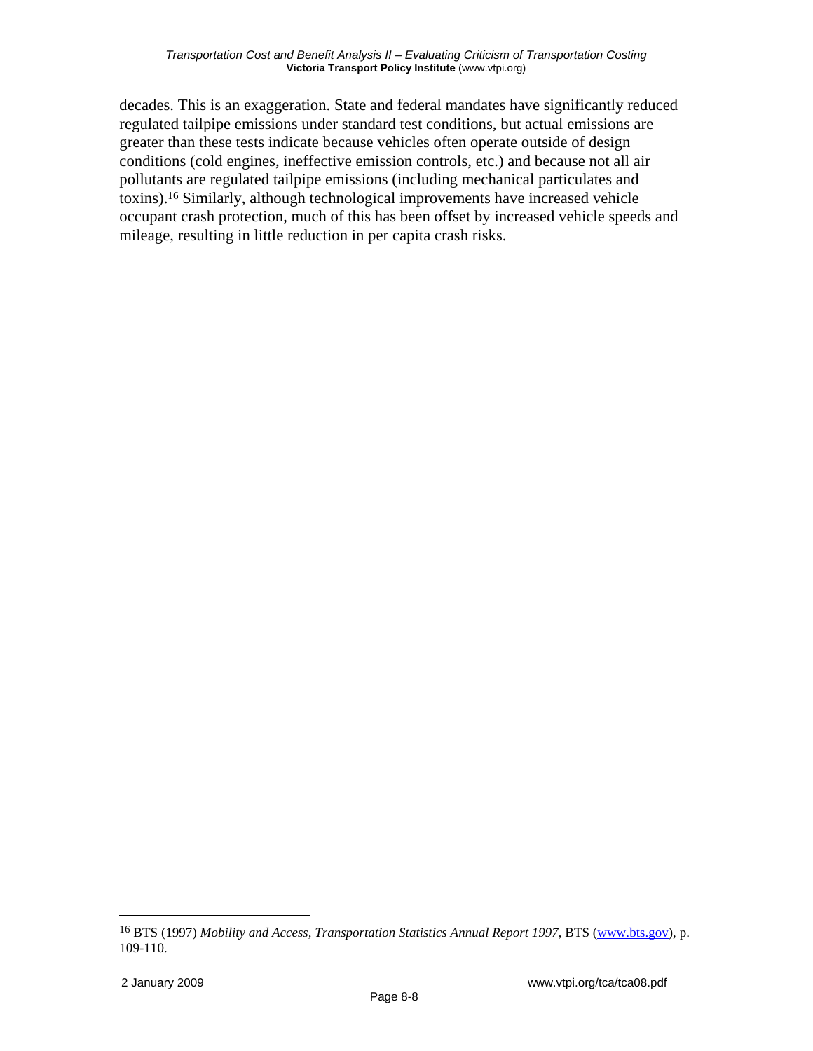decades. This is an exaggeration. State and federal mandates have significantly reduced regulated tailpipe emissions under standard test conditions, but actual emissions are greater than these tests indicate because vehicles often operate outside of design conditions (cold engines, ineffective emission controls, etc.) and because not all air pollutants are regulated tailpipe emissions (including mechanical particulates and toxins).[16] Similarly, although technological improvements have increased vehicle occupant crash protection, much of this has been offset by increased vehicle speeds and mileage, resulting in little reduction in per capita crash risks.

---

[16] BTS (1997) *Mobility and Access, Transportation Statistics Annual Report 1997*, BTS (www.bts.gov), p. 109-110.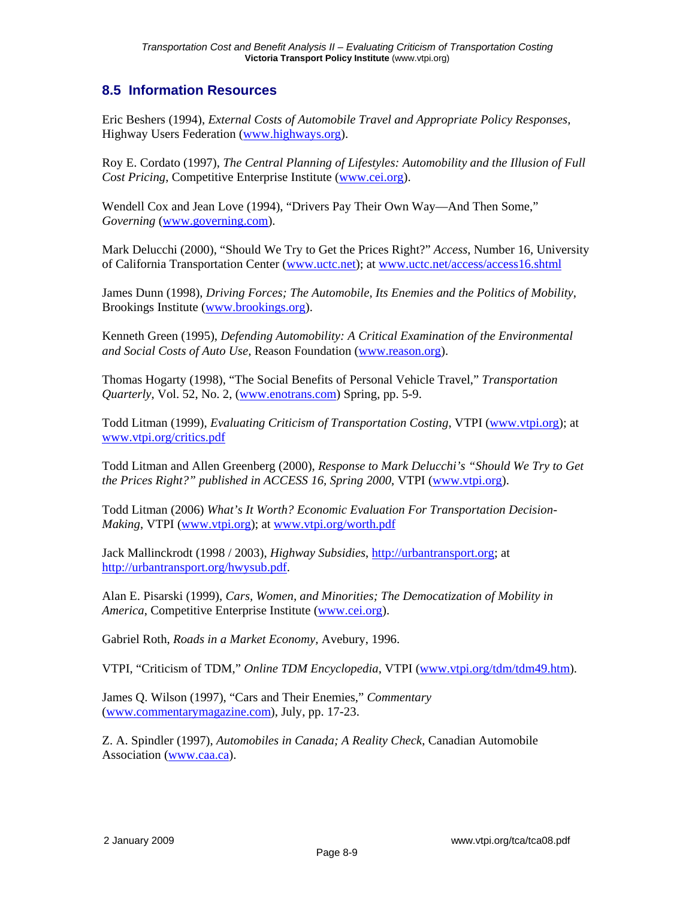## 8.5 Information Resources

Eric Beshers (1994), *External Costs of Automobile Travel and Appropriate Policy Responses*, Highway Users Federation (www.highways.org).

Roy E. Cordato (1997), *The Central Planning of Lifestyles: Automobility and the Illusion of Full Cost Pricing*, Competitive Enterprise Institute (www.cei.org).

Wendell Cox and Jean Love (1994), "Drivers Pay Their Own Way—And Then Some," *Governing* (www.governing.com).

Mark Delucchi (2000), "Should We Try to Get the Prices Right?" *Access*, Number 16, University of California Transportation Center (www.uctc.net); at www.uctc.net/access/access16.shtml

James Dunn (1998), *Driving Forces; The Automobile, Its Enemies and the Politics of Mobility*, Brookings Institute (www.brookings.org).

Kenneth Green (1995), *Defending Automobility: A Critical Examination of the Environmental and Social Costs of Auto Use*, Reason Foundation (www.reason.org).

Thomas Hogarty (1998), "The Social Benefits of Personal Vehicle Travel," *Transportation Quarterly*, Vol. 52, No. 2, (www.enotrans.com) Spring, pp. 5-9.

Todd Litman (1999), *Evaluating Criticism of Transportation Costing*, VTPI (www.vtpi.org); at www.vtpi.org/critics.pdf

Todd Litman and Allen Greenberg (2000), *Response to Mark Delucchi's "Should We Try to Get the Prices Right?" published in ACCESS 16, Spring 2000*, VTPI (www.vtpi.org).

Todd Litman (2006) *What's It Worth? Economic Evaluation For Transportation Decision-Making*, VTPI (www.vtpi.org); at www.vtpi.org/worth.pdf

Jack Mallinckrodt (1998 / 2003), *Highway Subsidies*, http://urbantransport.org; at http://urbantransport.org/hwysub.pdf.

Alan E. Pisarski (1999), *Cars, Women, and Minorities; The Democatization of Mobility in America*, Competitive Enterprise Institute (www.cei.org).

Gabriel Roth, *Roads in a Market Economy*, Avebury, 1996.

VTPI, "Criticism of TDM," *Online TDM Encyclopedia*, VTPI (www.vtpi.org/tdm/tdm49.htm).

James Q. Wilson (1997), "Cars and Their Enemies," *Commentary* (www.commentarymagazine.com), July, pp. 17-23.

Z. A. Spindler (1997), *Automobiles in Canada; A Reality Check*, Canadian Automobile Association (www.caa.ca).